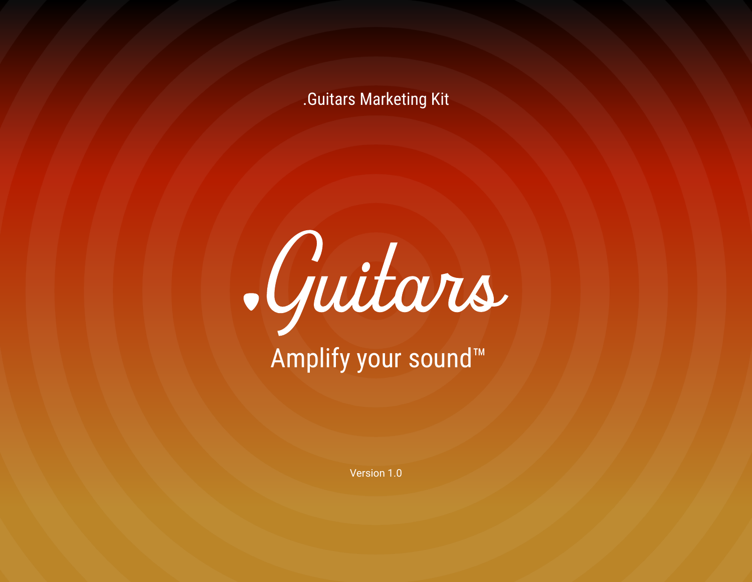.Guitars Marketing Kit

# .Guitars

Amplify your sound™

Version 1.0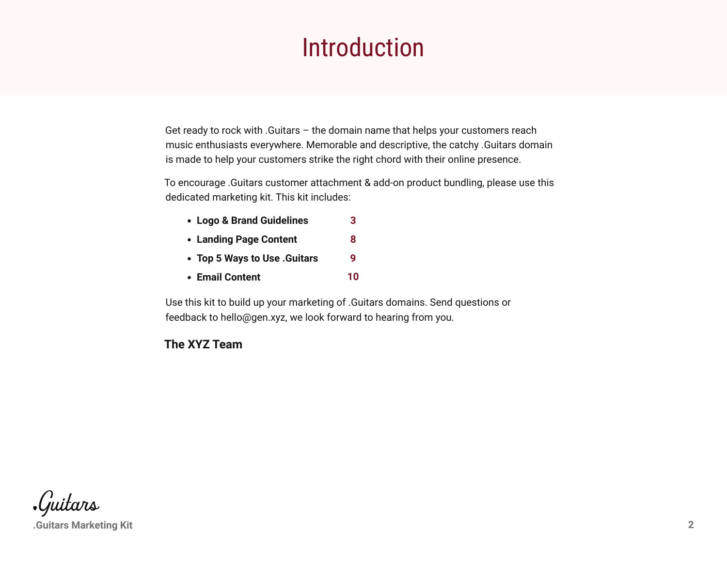# Introduction

Get ready to rock with .Guitars – the domain name that helps your customers reach music enthusiasts everywhere. Memorable and descriptive, the catchy .Guitars domain is made to help your customers strike the right chord with their online presence.

To encourage .Guitars customer attachment & add-on product bundling, please use this dedicated marketing kit. This kit includes:

- **Logo & Brand Guidelines** **3**
- **Landing Page Content** **8**
- **Top 5 Ways to Use .Guitars** **9**
- **Email Content** **10**

Use this kit to build up your marketing of .Guitars domains. Send questions or feedback to hello@gen.xyz, we look forward to hearing from you.

**The XYZ Team**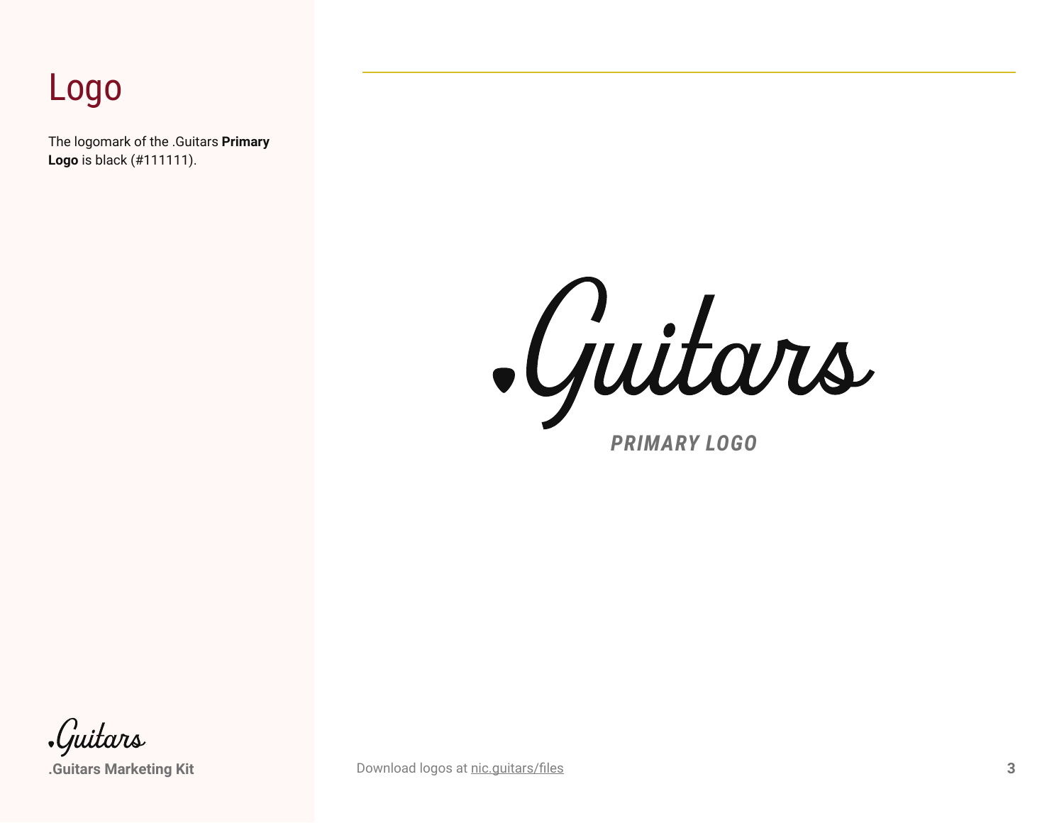# Logo

The logomark of the .Guitars **Primary Logo** is black (#111111).

.Guitars

***PRIMARY LOGO***

Download logos at nic.guitars/files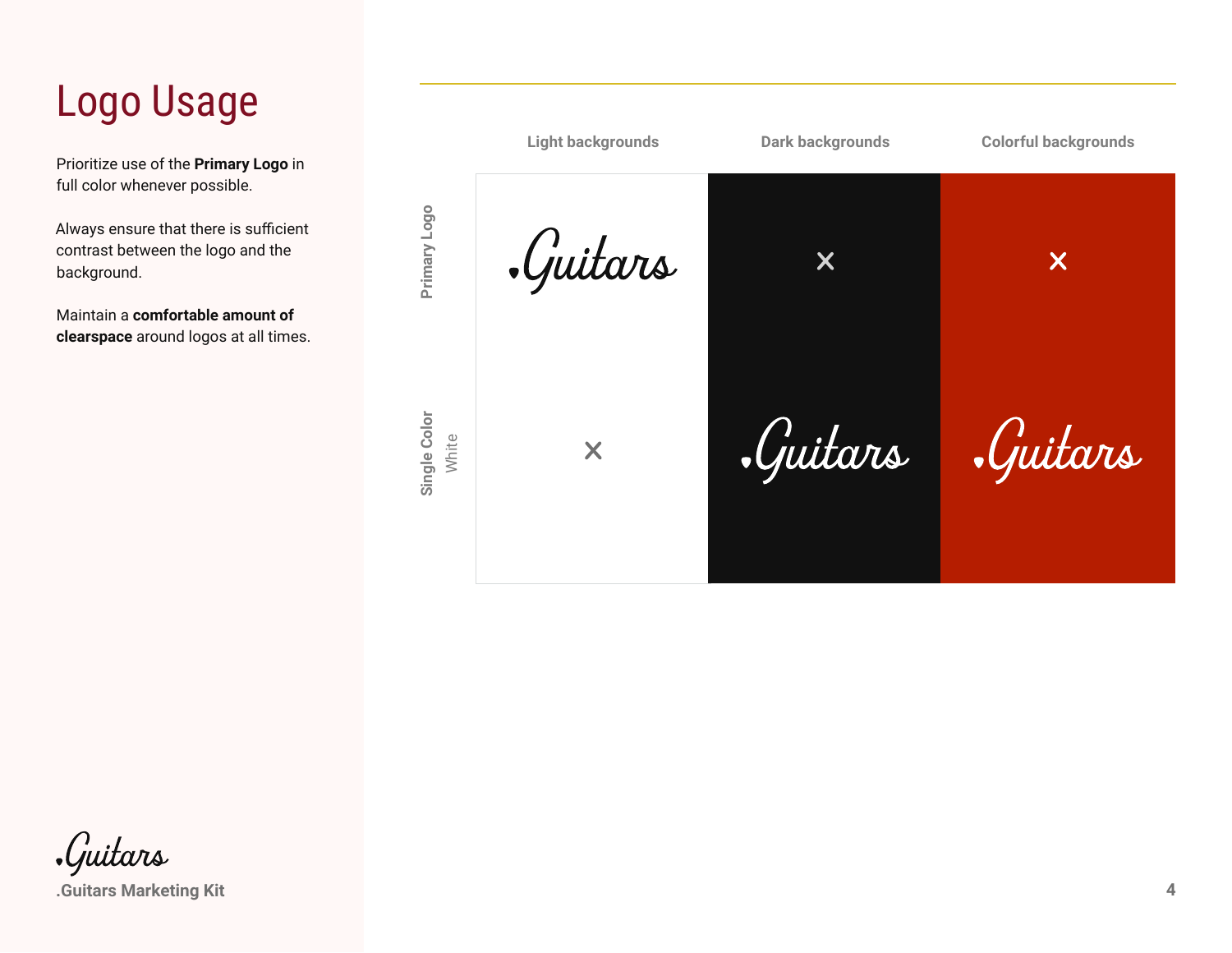# Logo Usage

Prioritize use of the **Primary Logo** in full color whenever possible.

Always ensure that there is sufficient contrast between the logo and the background.

Maintain a **comfortable amount of clearspace** around logos at all times.

| | Light backgrounds | Dark backgrounds | Colorful backgrounds |
|---|---|---|---|
| **Primary Logo** | .Guitars | ✕ | ✕ |
| **Single Color** White | ✕ | .Guitars | .Guitars |

.Guitars

**.Guitars Marketing Kit**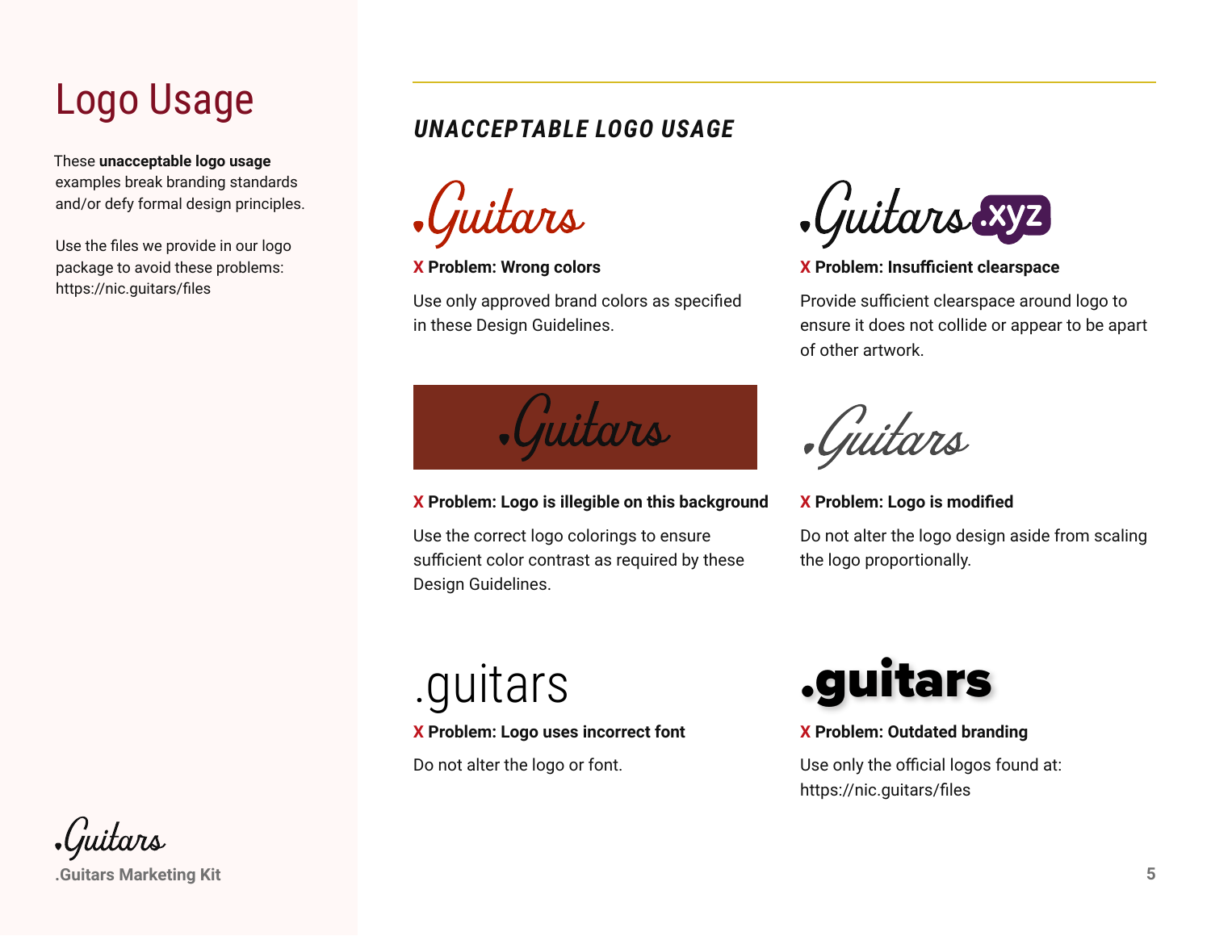# Logo Usage

These **unacceptable logo usage** examples break branding standards and/or defy formal design principles.

Use the files we provide in our logo package to avoid these problems: https://nic.guitars/files

## *UNACCEPTABLE LOGO USAGE*

.Guitars

**X Problem: Wrong colors**

Use only approved brand colors as specified in these Design Guidelines.

.Guitars.xyz

**X Problem: Insufficient clearspace**

Provide sufficient clearspace around logo to ensure it does not collide or appear to be apart of other artwork.

.Guitars

**X Problem: Logo is illegible on this background**

Use the correct logo colorings to ensure sufficient color contrast as required by these Design Guidelines.

.Guitars

**X Problem: Logo is modified**

Do not alter the logo design aside from scaling the logo proportionally.

.guitars

**X Problem: Logo uses incorrect font**

Do not alter the logo or font.

.guitars

**X Problem: Outdated branding**

Use only the official logos found at: https://nic.guitars/files

.Guitars

.Guitars Marketing Kit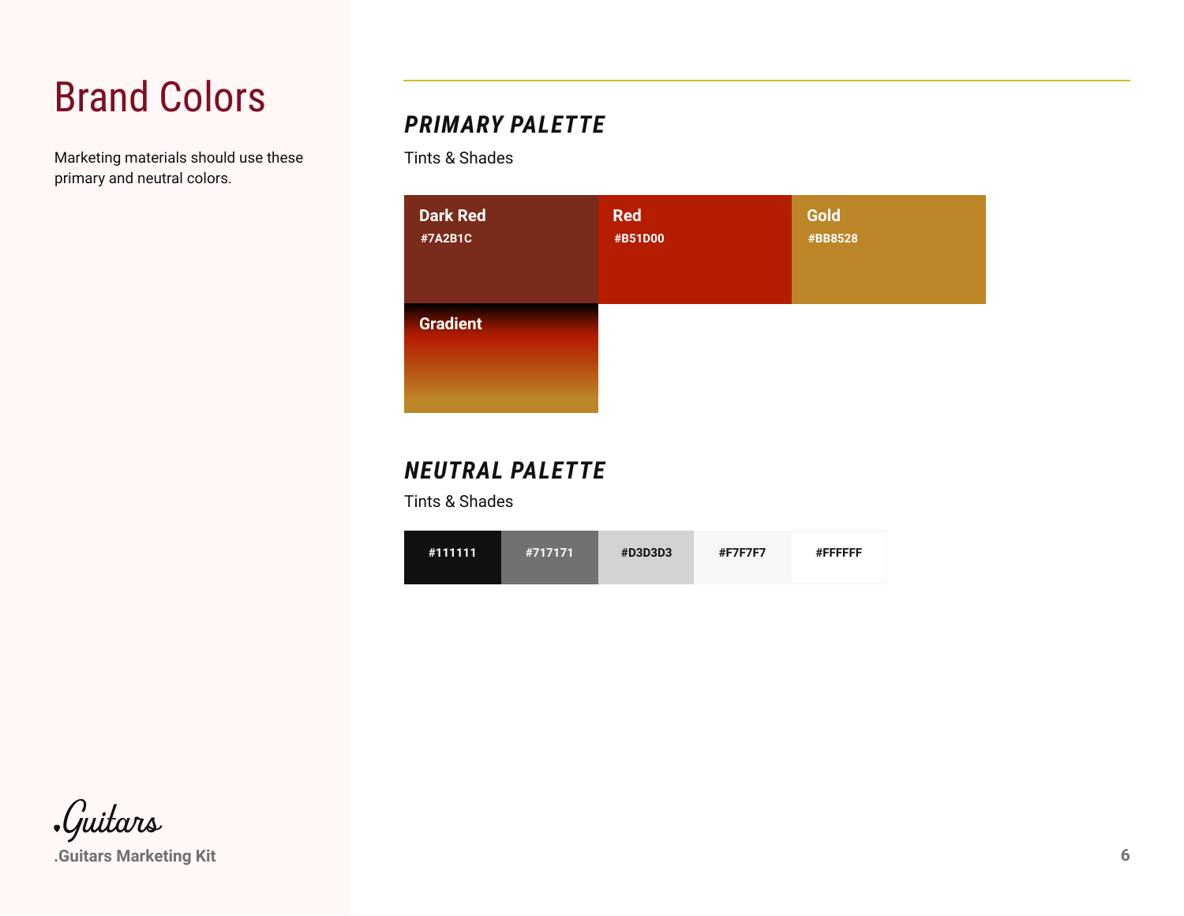# Brand Colors

Marketing materials should use these primary and neutral colors.

## PRIMARY PALETTE

Tints & Shades

**Dark Red**
#7A2B1C

**Red**
#B51D00

**Gold**
#BB8528

**Gradient**

## NEUTRAL PALETTE

Tints & Shades

#111111

#717171

#D3D3D3

#F7F7F7

#FFFFFF

.Guitars

.Guitars Marketing Kit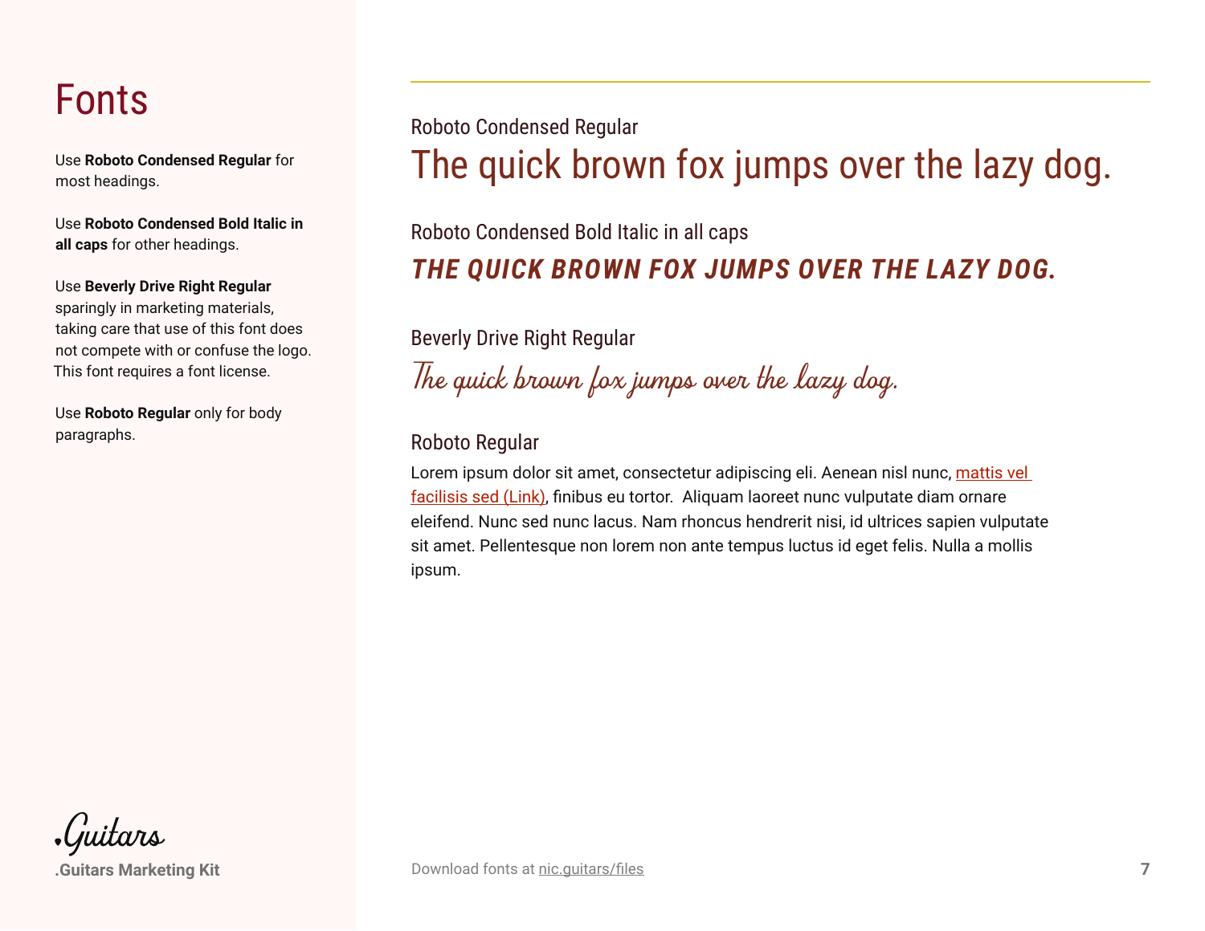# Fonts

Use **Roboto Condensed Regular** for most headings.

Use **Roboto Condensed Bold Italic in all caps** for other headings.

Use **Beverly Drive Right Regular** sparingly in marketing materials, taking care that use of this font does not compete with or confuse the logo. This font requires a font license.

Use **Roboto Regular** only for body paragraphs.

Roboto Condensed Regular

The quick brown fox jumps over the lazy dog.

Roboto Condensed Bold Italic in all caps

***THE QUICK BROWN FOX JUMPS OVER THE LAZY DOG.***

Beverly Drive Right Regular

*The quick brown fox jumps over the lazy dog.*

Roboto Regular

Lorem ipsum dolor sit amet, consectetur adipiscing eli. Aenean nisl nunc, mattis vel facilisis sed (Link), finibus eu tortor. Aliquam laoreet nunc vulputate diam ornare eleifend. Nunc sed nunc lacus. Nam rhoncus hendrerit nisi, id ultrices sapien vulputate sit amet. Pellentesque non lorem non ante tempus luctus id eget felis. Nulla a mollis ipsum.

.Guitars

**.Guitars Marketing Kit**

Download fonts at nic.guitars/files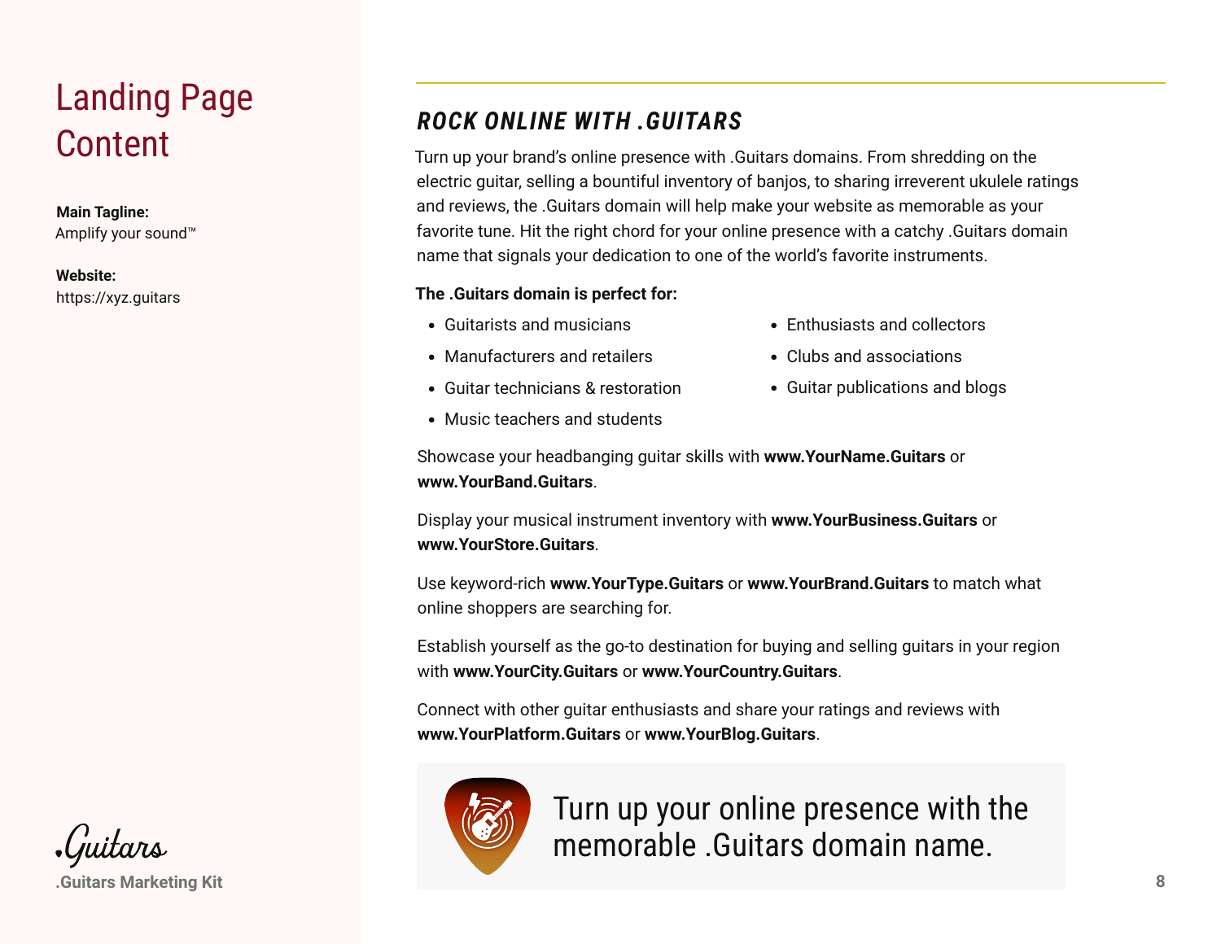# Landing Page Content

**Main Tagline:**
Amplify your sound™

**Website:**
https://xyz.guitars

## *ROCK ONLINE WITH .GUITARS*

Turn up your brand's online presence with .Guitars domains. From shredding on the electric guitar, selling a bountiful inventory of banjos, to sharing irreverent ukulele ratings and reviews, the .Guitars domain will help make your website as memorable as your favorite tune. Hit the right chord for your online presence with a catchy .Guitars domain name that signals your dedication to one of the world's favorite instruments.

**The .Guitars domain is perfect for:**

- Guitarists and musicians
- Manufacturers and retailers
- Guitar technicians & restoration
- Music teachers and students
- Enthusiasts and collectors
- Clubs and associations
- Guitar publications and blogs

Showcase your headbanging guitar skills with **www.YourName.Guitars** or **www.YourBand.Guitars**.

Display your musical instrument inventory with **www.YourBusiness.Guitars** or **www.YourStore.Guitars**.

Use keyword-rich **www.YourType.Guitars** or **www.YourBrand.Guitars** to match what online shoppers are searching for.

Establish yourself as the go-to destination for buying and selling guitars in your region with **www.YourCity.Guitars** or **www.YourCountry.Guitars**.

Connect with other guitar enthusiasts and share your ratings and reviews with **www.YourPlatform.Guitars** or **www.YourBlog.Guitars**.

Turn up your online presence with the memorable .Guitars domain name.

.Guitars

**.Guitars Marketing Kit**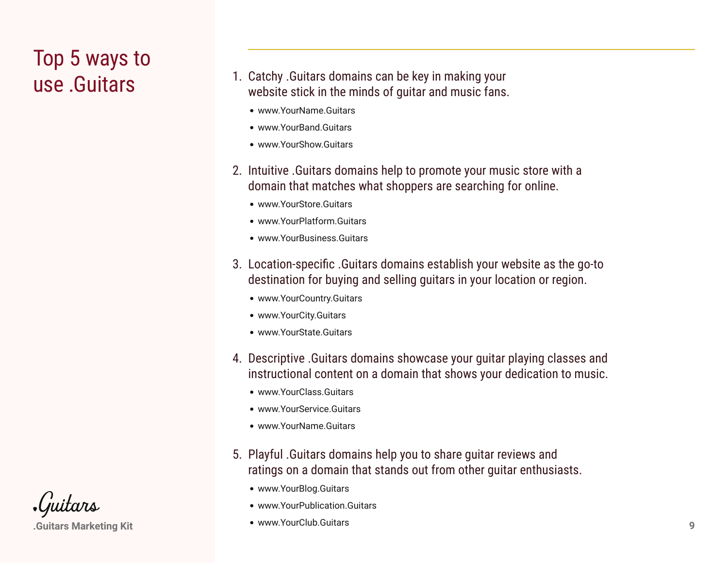# Top 5 ways to use .Guitars

1. Catchy .Guitars domains can be key in making your website stick in the minds of guitar and music fans.
   - www.YourName.Guitars
   - www.YourBand.Guitars
   - www.YourShow.Guitars

2. Intuitive .Guitars domains help to promote your music store with a domain that matches what shoppers are searching for online.
   - www.YourStore.Guitars
   - www.YourPlatform.Guitars
   - www.YourBusiness.Guitars

3. Location-specific .Guitars domains establish your website as the go-to destination for buying and selling guitars in your location or region.
   - www.YourCountry.Guitars
   - www.YourCity.Guitars
   - www.YourState.Guitars

4. Descriptive .Guitars domains showcase your guitar playing classes and instructional content on a domain that shows your dedication to music.
   - www.YourClass.Guitars
   - www.YourService.Guitars
   - www.YourName.Guitars

5. Playful .Guitars domains help you to share guitar reviews and ratings on a domain that stands out from other guitar enthusiasts.
   - www.YourBlog.Guitars
   - www.YourPublication.Guitars
   - www.YourClub.Guitars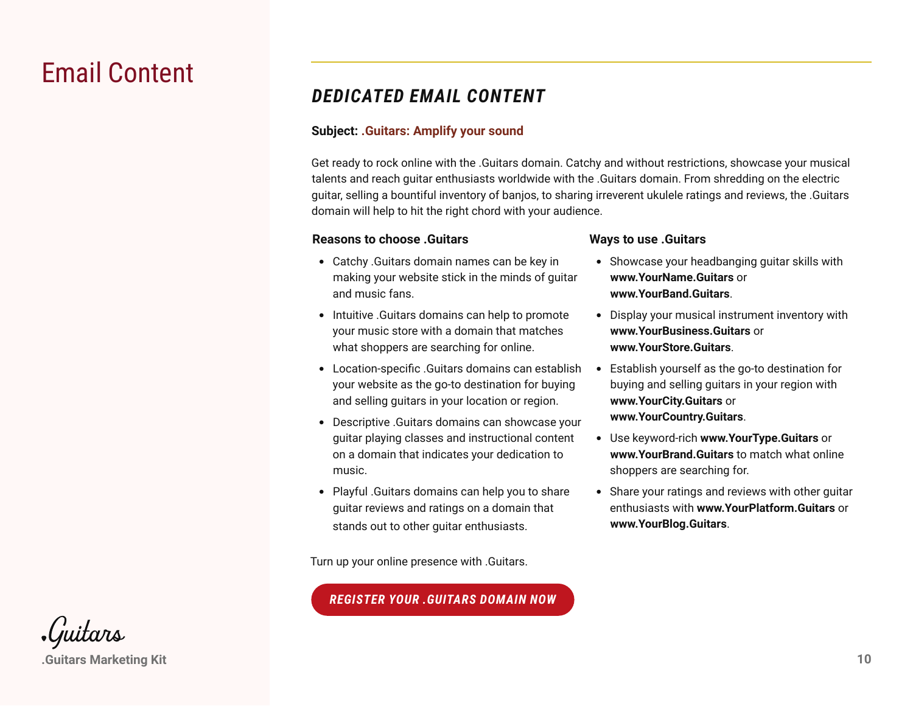# Email Content

## DEDICATED EMAIL CONTENT

**Subject:** **.Guitars: Amplify your sound**

Get ready to rock online with the .Guitars domain. Catchy and without restrictions, showcase your musical talents and reach guitar enthusiasts worldwide with the .Guitars domain. From shredding on the electric guitar, selling a bountiful inventory of banjos, to sharing irreverent ukulele ratings and reviews, the .Guitars domain will help to hit the right chord with your audience.

**Reasons to choose .Guitars**

- Catchy .Guitars domain names can be key in making your website stick in the minds of guitar and music fans.
- Intuitive .Guitars domains can help to promote your music store with a domain that matches what shoppers are searching for online.
- Location-specific .Guitars domains can establish your website as the go-to destination for buying and selling guitars in your location or region.
- Descriptive .Guitars domains can showcase your guitar playing classes and instructional content on a domain that indicates your dedication to music.
- Playful .Guitars domains can help you to share guitar reviews and ratings on a domain that stands out to other guitar enthusiasts.

**Ways to use .Guitars**

- Showcase your headbanging guitar skills with **www.YourName.Guitars** or **www.YourBand.Guitars**.
- Display your musical instrument inventory with **www.YourBusiness.Guitars** or **www.YourStore.Guitars**.
- Establish yourself as the go-to destination for buying and selling guitars in your region with **www.YourCity.Guitars** or **www.YourCountry.Guitars**.
- Use keyword-rich **www.YourType.Guitars** or **www.YourBrand.Guitars** to match what online shoppers are searching for.
- Share your ratings and reviews with other guitar enthusiasts with **www.YourPlatform.Guitars** or **www.YourBlog.Guitars**.

Turn up your online presence with .Guitars.

**REGISTER YOUR .GUITARS DOMAIN NOW**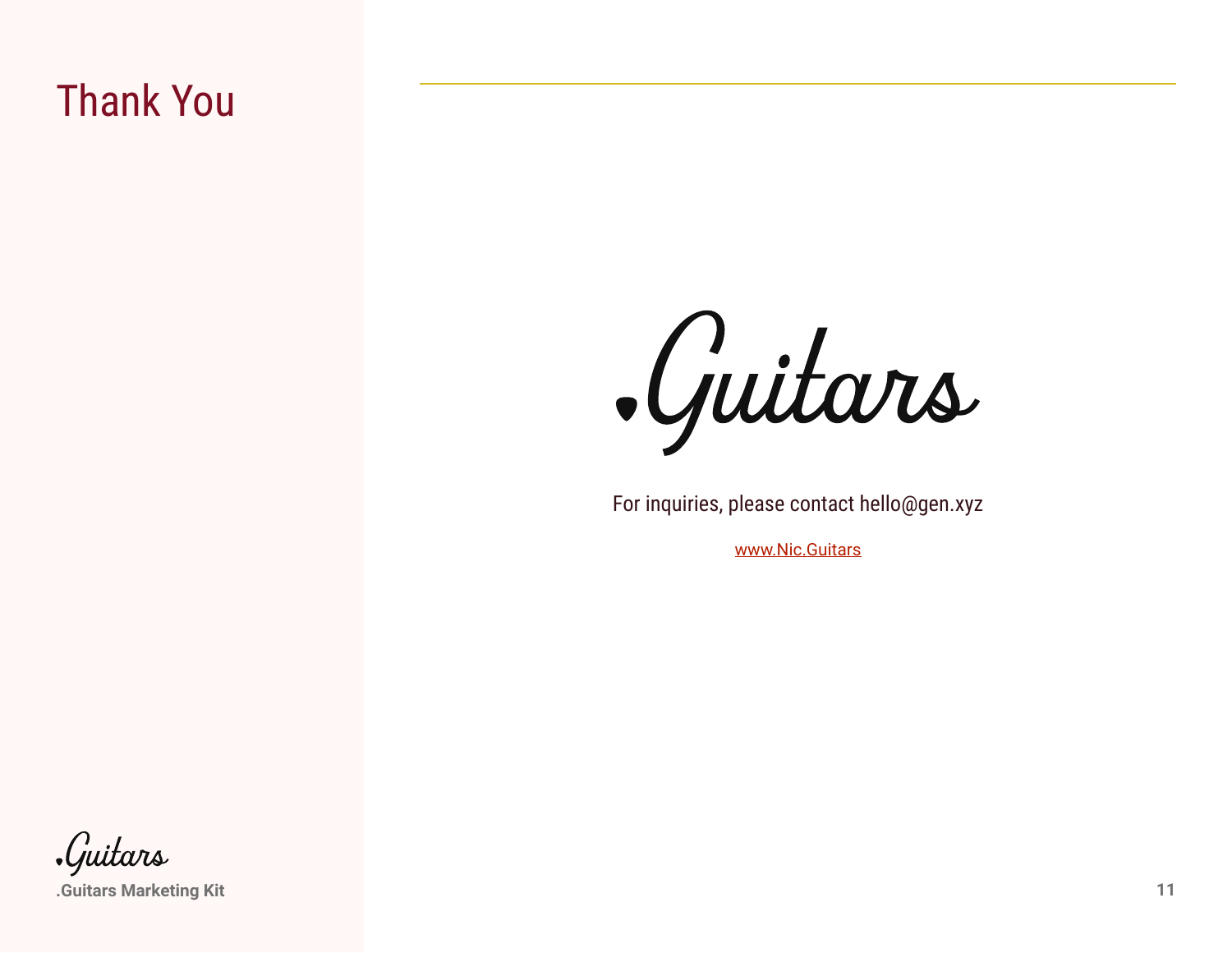# Thank You

.Guitars

For inquiries, please contact hello@gen.xyz

[www.Nic.Guitars](http://www.Nic.Guitars)